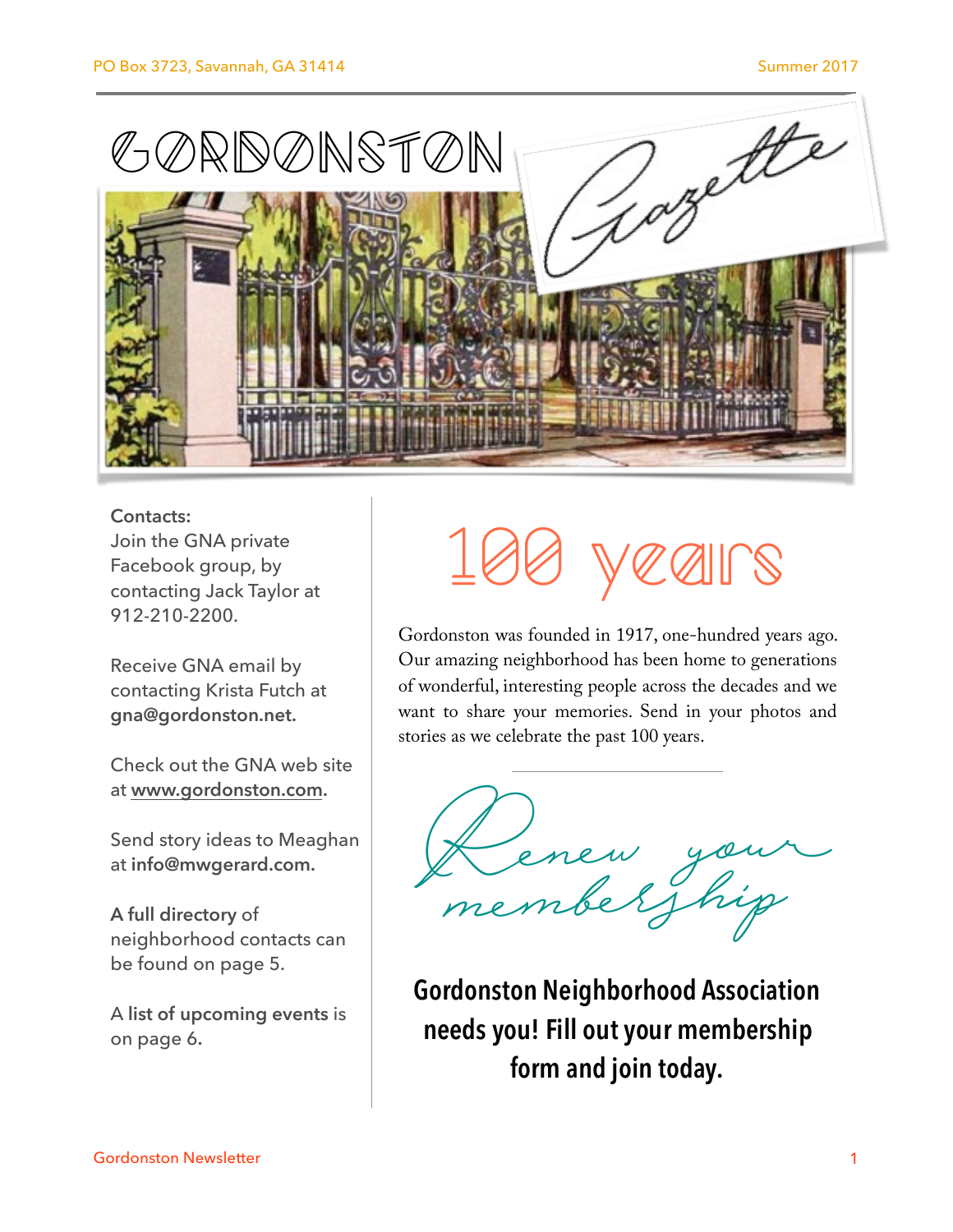PO Box 3723, Savannah, GA 31414

Summer 2017

# Gordonston Gazette

**Contacts:**

Join the GNA private Facebook group, by contacting Jack Taylor at 912-210-2200.

Receive GNA email by contacting Krista Futch at **gna@gordonston.net.**

Check out the GNA web site at **www.gordonston.com.**

Send story ideas to Meaghan at **info@mwgerard.com.**

**A full directory** of neighborhood contacts can be found on page 5.

**A list of upcoming events** is on page 6.

## 100 years

Gordonston was founded in 1917, one-hundred years ago. Our amazing neighborhood has been home to generations of wonderful, interesting people across the decades and we want to share your memories. Send in your photos and stories as we celebrate the past 100 years.

---

## Renew your membership

**Gordonston Neighborhood Association needs you! Fill out your membership form and join today.**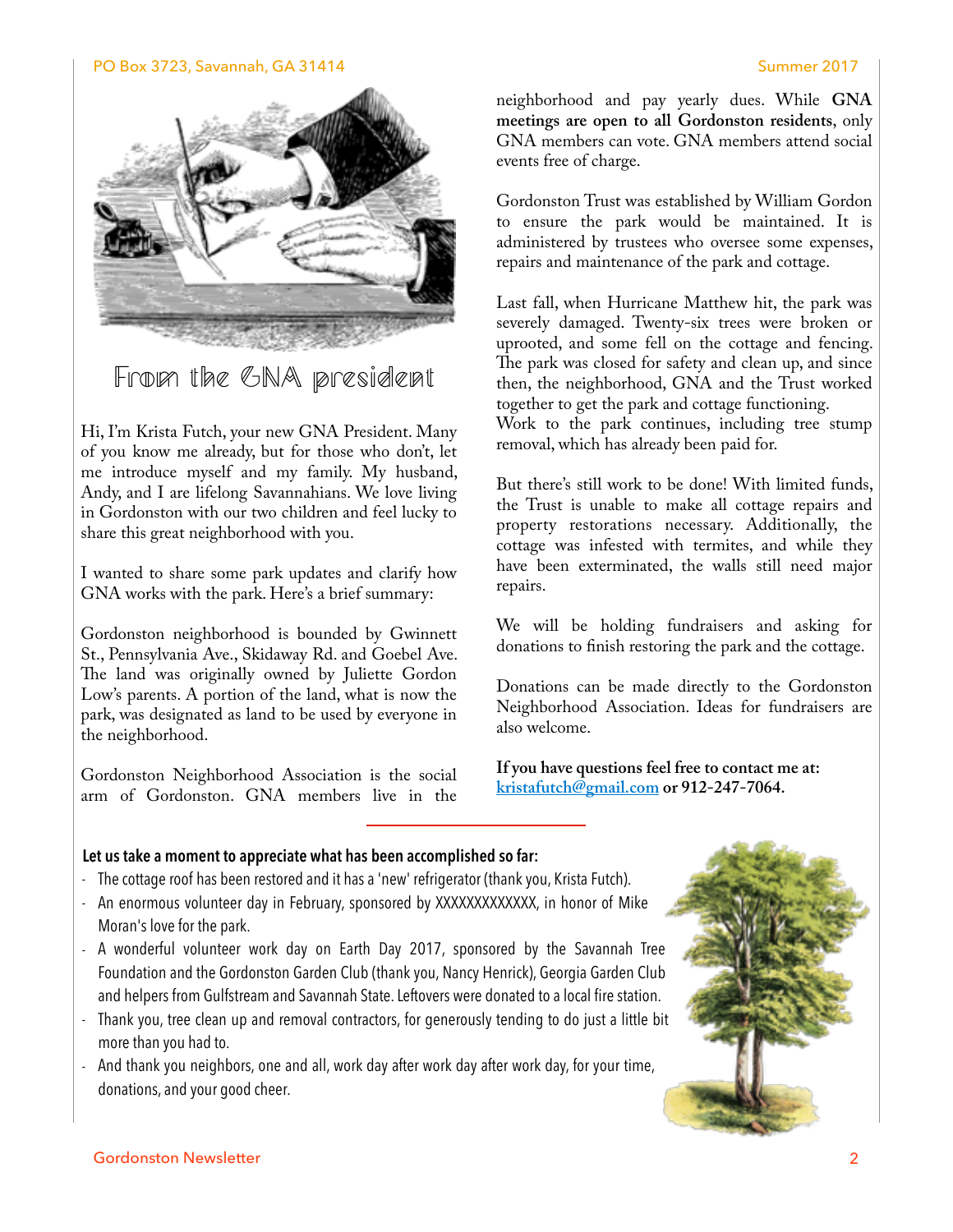## From the GNA president

Hi, I'm Krista Futch, your new GNA President. Many of you know me already, but for those who don't, let me introduce myself and my family. My husband, Andy, and I are lifelong Savannahians. We love living in Gordonston with our two children and feel lucky to share this great neighborhood with you.

I wanted to share some park updates and clarify how GNA works with the park. Here's a brief summary:

Gordonston neighborhood is bounded by Gwinnett St., Pennsylvania Ave., Skidaway Rd. and Goebel Ave. The land was originally owned by Juliette Gordon Low's parents. A portion of the land, what is now the park, was designated as land to be used by everyone in the neighborhood.

Gordonston Neighborhood Association is the social arm of Gordonston. GNA members live in the neighborhood and pay yearly dues. While **GNA meetings are open to all Gordonston residents**, only GNA members can vote. GNA members attend social events free of charge.

Gordonston Trust was established by William Gordon to ensure the park would be maintained. It is administered by trustees who oversee some expenses, repairs and maintenance of the park and cottage.

Last fall, when Hurricane Matthew hit, the park was severely damaged. Twenty-six trees were broken or uprooted, and some fell on the cottage and fencing. The park was closed for safety and clean up, and since then, the neighborhood, GNA and the Trust worked together to get the park and cottage functioning.
Work to the park continues, including tree stump removal, which has already been paid for.

But there's still work to be done! With limited funds, the Trust is unable to make all cottage repairs and property restorations necessary. Additionally, the cottage was infested with termites, and while they have been exterminated, the walls still need major repairs.

We will be holding fundraisers and asking for donations to finish restoring the park and the cottage.

Donations can be made directly to the Gordonston Neighborhood Association. Ideas for fundraisers are also welcome.

**If you have questions feel free to contact me at: kristafutch@gmail.com or 912-247-7064.**

**Let us take a moment to appreciate what has been accomplished so far:**

- The cottage roof has been restored and it has a 'new' refrigerator (thank you, Krista Futch).
- An enormous volunteer day in February, sponsored by XXXXXXXXXXXXX, in honor of Mike Moran's love for the park.
- A wonderful volunteer work day on Earth Day 2017, sponsored by the Savannah Tree Foundation and the Gordonston Garden Club (thank you, Nancy Henrick), Georgia Garden Club and helpers from Gulfstream and Savannah State. Leftovers were donated to a local fire station.
- Thank you, tree clean up and removal contractors, for generously tending to do just a little bit more than you had to.
- And thank you neighbors, one and all, work day after work day after work day, for your time, donations, and your good cheer.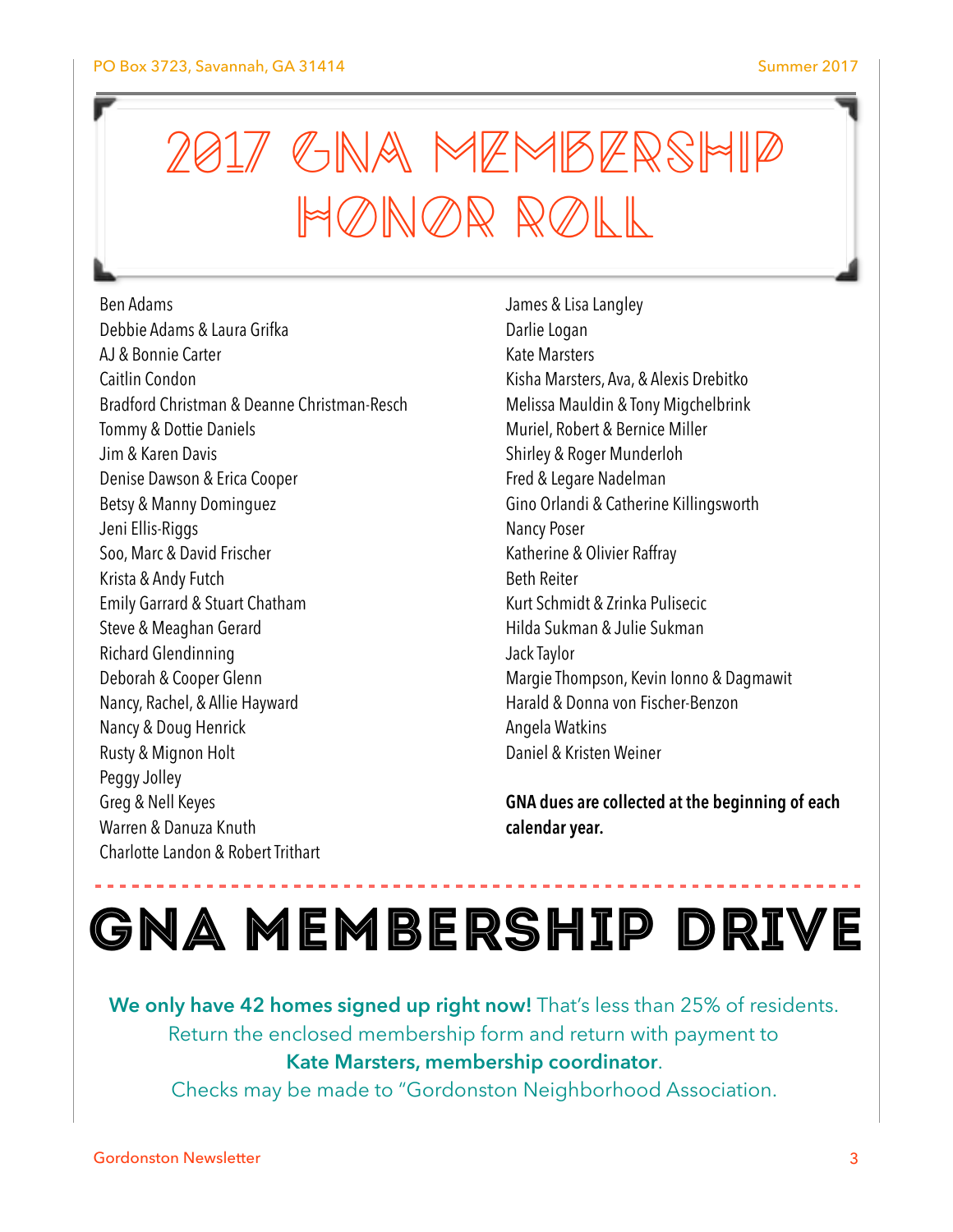# 2017 GNA Membership Honor Roll

Ben Adams
Debbie Adams & Laura Grifka
AJ & Bonnie Carter
Caitlin Condon
Bradford Christman & Deanne Christman-Resch
Tommy & Dottie Daniels
Jim & Karen Davis
Denise Dawson & Erica Cooper
Betsy & Manny Dominguez
Jeni Ellis-Riggs
Soo, Marc & David Frischer
Krista & Andy Futch
Emily Garrard & Stuart Chatham
Steve & Meaghan Gerard
Richard Glendinning
Deborah & Cooper Glenn
Nancy, Rachel, & Allie Hayward
Nancy & Doug Henrick
Rusty & Mignon Holt
Peggy Jolley
Greg & Nell Keyes
Warren & Danuza Knuth
Charlotte Landon & Robert Trithart
James & Lisa Langley
Darlie Logan
Kate Marsters
Kisha Marsters, Ava, & Alexis Drebitko
Melissa Mauldin & Tony Migchelbrink
Muriel, Robert & Bernice Miller
Shirley & Roger Munderloh
Fred & Legare Nadelman
Gino Orlandi & Catherine Killingsworth
Nancy Poser
Katherine & Olivier Raffray
Beth Reiter
Kurt Schmidt & Zrinka Pulisecic
Hilda Sukman & Julie Sukman
Jack Taylor
Margie Thompson, Kevin Ionno & Dagmawit
Harald & Donna von Fischer-Benzon
Angela Watkins
Daniel & Kristen Weiner

**GNA dues are collected at the beginning of each calendar year.**

# GNA Membership Drive

**We only have 42 homes signed up right now!** That's less than 25% of residents.
Return the enclosed membership form and return with payment to
**Kate Marsters, membership coordinator**.
Checks may be made to "Gordonston Neighborhood Association.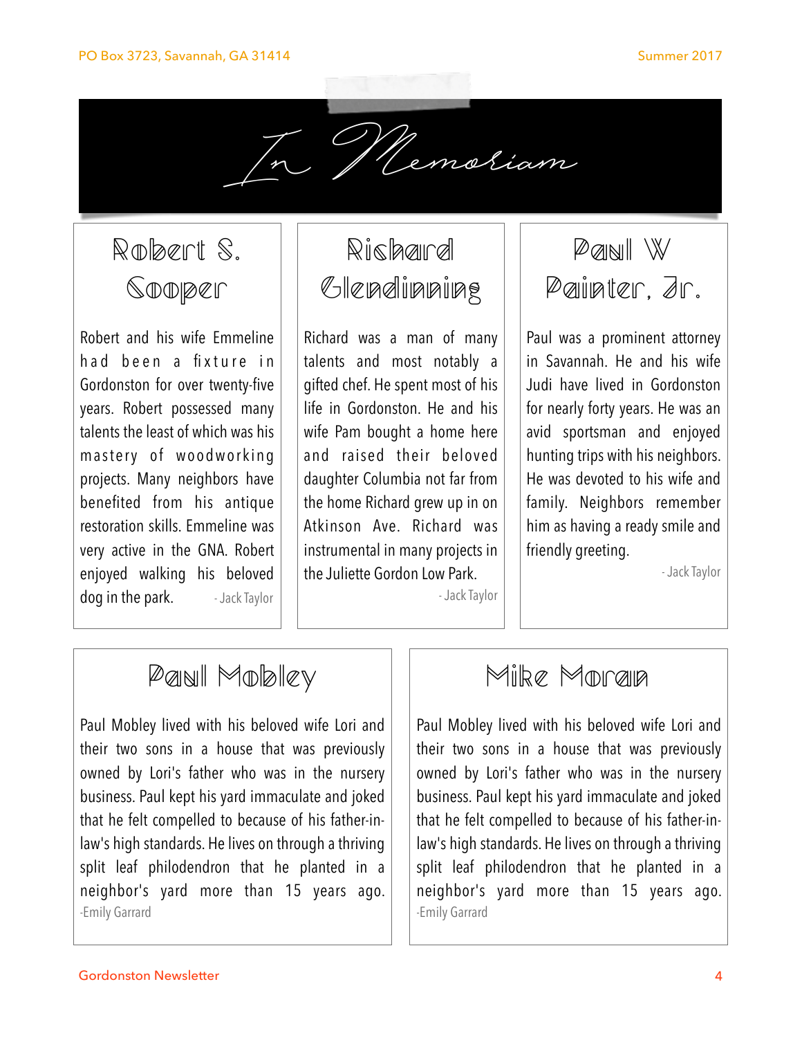# In Memoriam

## Robert S. Cooper

Robert and his wife Emmeline had been a fixture in Gordonston for over twenty-five years. Robert possessed many talents the least of which was his mastery of woodworking projects. Many neighbors have benefited from his antique restoration skills. Emmeline was very active in the GNA. Robert enjoyed walking his beloved dog in the park.

- Jack Taylor

## Richard Glendinning

Richard was a man of many talents and most notably a gifted chef. He spent most of his life in Gordonston. He and his wife Pam bought a home here and raised their beloved daughter Columbia not far from the home Richard grew up in on Atkinson Ave. Richard was instrumental in many projects in the Juliette Gordon Low Park.

- Jack Taylor

## Paul W Painter, Jr.

Paul was a prominent attorney in Savannah. He and his wife Judi have lived in Gordonston for nearly forty years. He was an avid sportsman and enjoyed hunting trips with his neighbors. He was devoted to his wife and family. Neighbors remember him as having a ready smile and friendly greeting.

- Jack Taylor

## Paul Mobley

Paul Mobley lived with his beloved wife Lori and their two sons in a house that was previously owned by Lori's father who was in the nursery business. Paul kept his yard immaculate and joked that he felt compelled to because of his father-in-law's high standards. He lives on through a thriving split leaf philodendron that he planted in a neighbor's yard more than 15 years ago.

-Emily Garrard

## Mike Moran

Paul Mobley lived with his beloved wife Lori and their two sons in a house that was previously owned by Lori's father who was in the nursery business. Paul kept his yard immaculate and joked that he felt compelled to because of his father-in-law's high standards. He lives on through a thriving split leaf philodendron that he planted in a neighbor's yard more than 15 years ago.

-Emily Garrard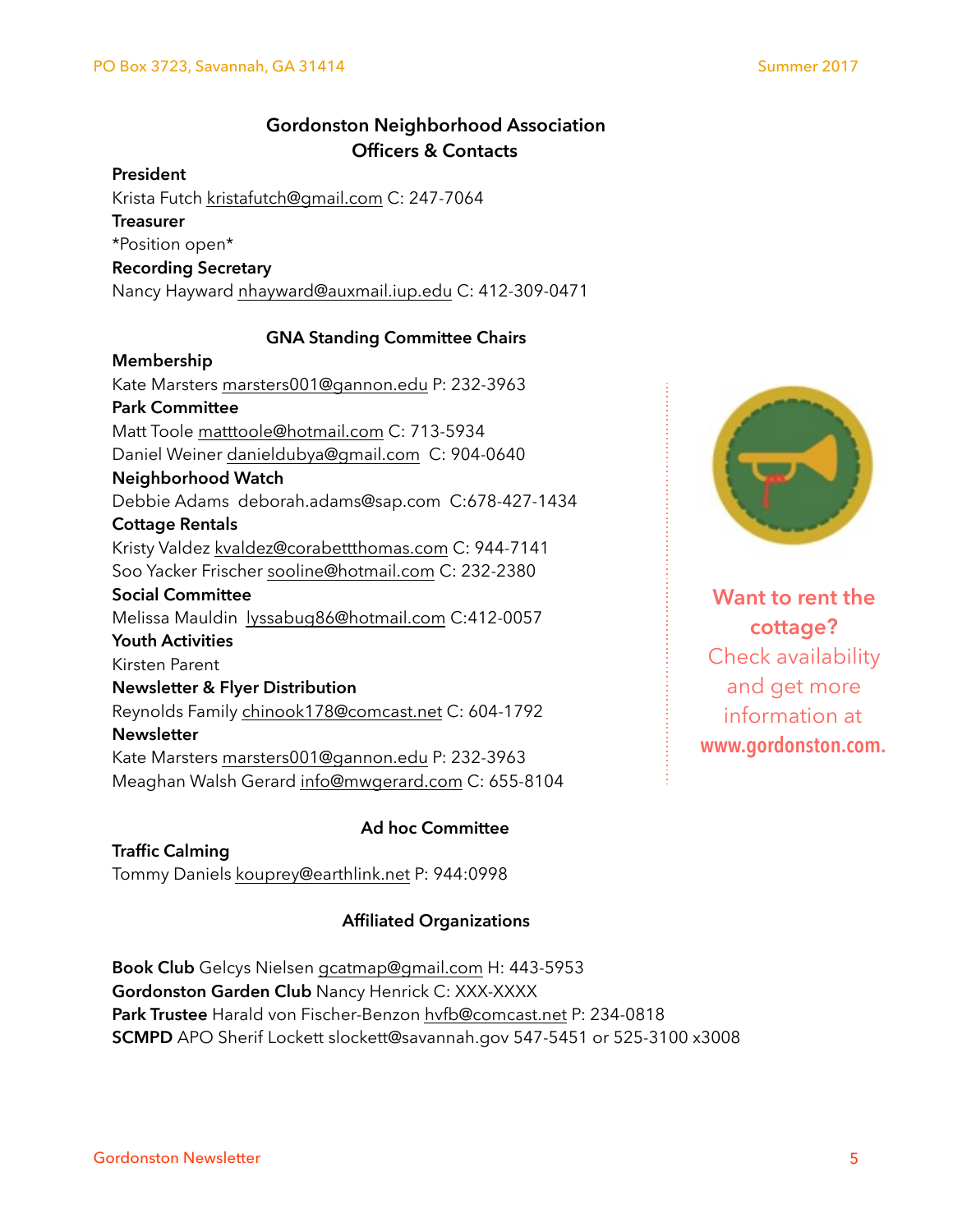## Gordonston Neighborhood Association Officers & Contacts

**President**
Krista Futch kristafutch@gmail.com C: 247-7064

**Treasurer**
*Position open*

**Recording Secretary**
Nancy Hayward nhayward@auxmail.iup.edu C: 412-309-0471

### GNA Standing Committee Chairs

**Membership**
Kate Marsters marsters001@gannon.edu P: 232-3963

**Park Committee**
Matt Toole matttoole@hotmail.com C: 713-5934
Daniel Weiner danieldubya@gmail.com C: 904-0640

**Neighborhood Watch**
Debbie Adams deborah.adams@sap.com C:678-427-1434

**Cottage Rentals**
Kristy Valdez kvaldez@corabettthomas.com C: 944-7141
Soo Yacker Frischer sooline@hotmail.com C: 232-2380

**Social Committee**
Melissa Mauldin lyssabug86@hotmail.com C:412-0057

**Youth Activities**
Kirsten Parent

**Newsletter & Flyer Distribution**
Reynolds Family chinook178@comcast.net C: 604-1792

**Newsletter**
Kate Marsters marsters001@gannon.edu P: 232-3963
Meaghan Walsh Gerard info@mwgerard.com C: 655-8104

### Ad hoc Committee

**Traffic Calming**
Tommy Daniels kouprey@earthlink.net P: 944:0998

### Affiliated Organizations

**Book Club** Gelcys Nielsen gcatmap@gmail.com H: 443-5953
**Gordonston Garden Club** Nancy Henrick C: XXX-XXXX
**Park Trustee** Harald von Fischer-Benzon hvfb@comcast.net P: 234-0818
**SCMPD** APO Sherif Lockett slockett@savannah.gov 547-5451 or 525-3100 x3008

**Want to rent the cottage?**
Check availability and get more information at **www.gordonston.com.**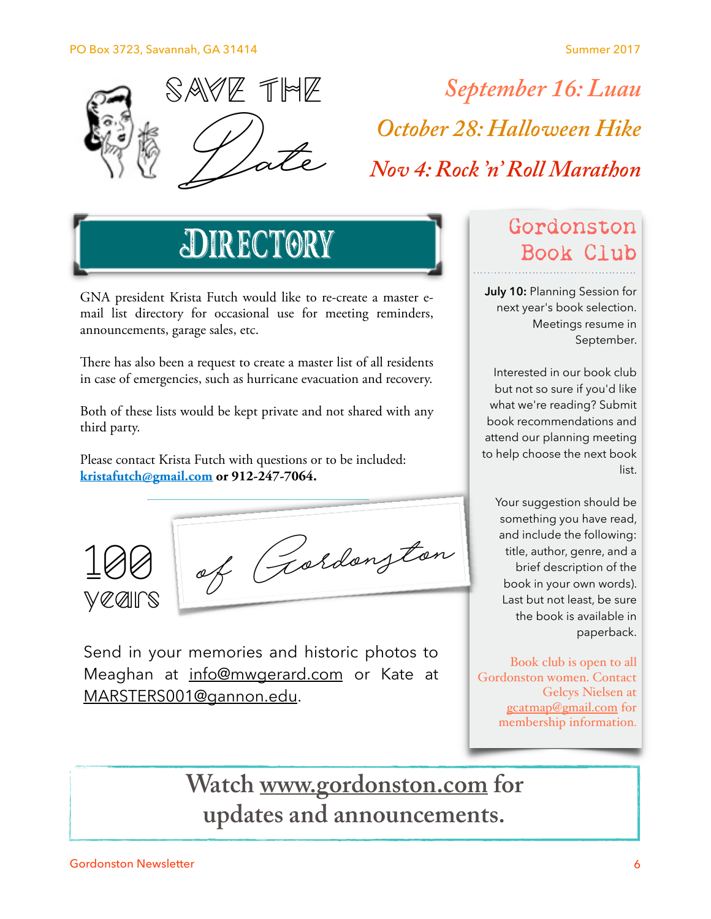# Save the Date

*September 16: Luau*

*October 28: Halloween Hike*

*Nov 4: Rock 'n' Roll Marathon*

## Directory

GNA president Krista Futch would like to re-create a master e-mail list directory for occasional use for meeting reminders, announcements, garage sales, etc.

There has also been a request to create a master list of all residents in case of emergencies, such as hurricane evacuation and recovery.

Both of these lists would be kept private and not shared with any third party.

Please contact Krista Futch with questions or to be included: **kristafutch@gmail.com or 912-247-7064.**

## 100 years of Gordonston

Send in your memories and historic photos to Meaghan at info@mwgerard.com or Kate at MARSTERS001@gannon.edu.

## Gordonston Book Club

**July 10:** Planning Session for next year's book selection. Meetings resume in September.

Interested in our book club but not so sure if you'd like what we're reading? Submit book recommendations and attend our planning meeting to help choose the next book list.

Your suggestion should be something you have read, and include the following: title, author, genre, and a brief description of the book in your own words). Last but not least, be sure the book is available in paperback.

Book club is open to all Gordonston women. Contact Gelcys Nielsen at gcatmap@gmail.com for membership information.

**Watch www.gordonston.com for updates and announcements.**